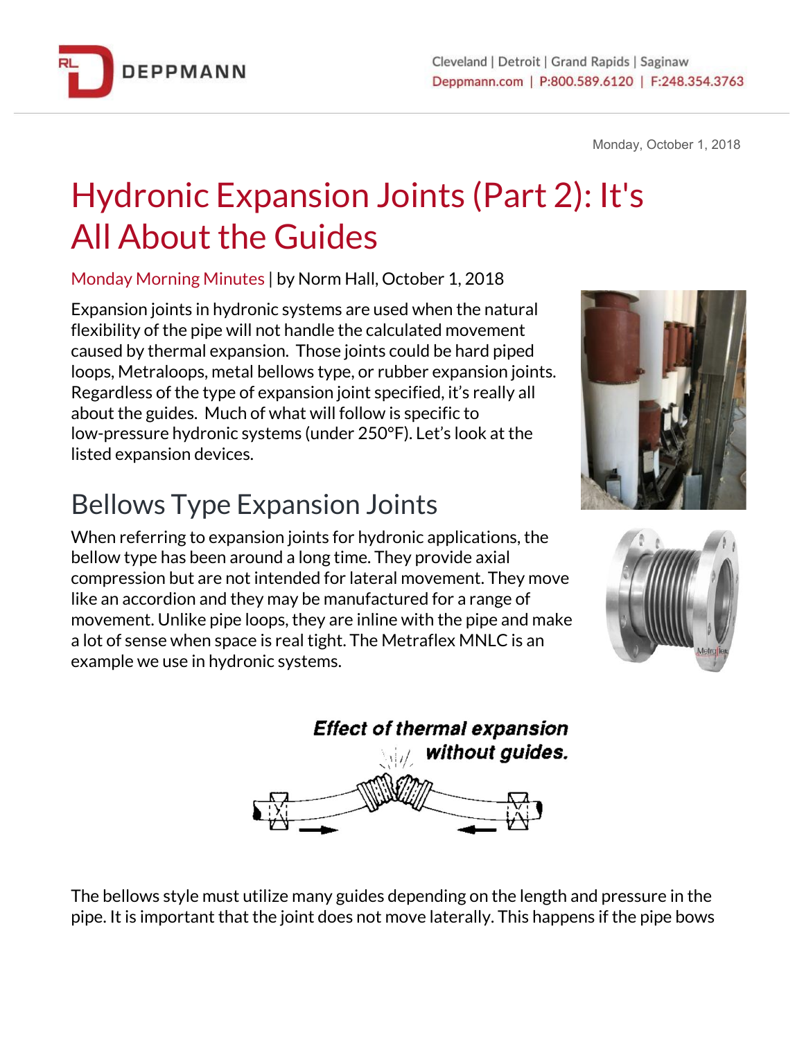Monday, October 1, 2018

# Hydronic Expansion Joints (Part 2): It's All About the Guides

Monday Morning Minutes | by Norm Hall, October 1, 2018

Expansion joints in hydronic systems are used when the natural flexibility of the pipe will not handle the calculated movement caused by thermal expansion. Those joints could be hard piped loops, Metraloops, metal bellows type, or rubber expansion joints. Regardless of the type of expansion joint specified, it's really all about the guides. Much of what will follow is specific to low-pressure hydronic systems (under 250°F). Let's look at the listed expansion devices.

## Bellows Type Expansion Joints

When referring to expansion joints for hydronic applications, the bellow type has been around a long time. They provide axial compression but are not intended for lateral movement. They move like an accordion and they may be manufactured for a range of movement. Unlike pipe loops, they are inline with the pipe and make a lot of sense when space is real tight. The Metraflex MNLC is an example we use in hydronic systems.

*Effect of thermal expansion without guides.*

The bellows style must utilize many guides depending on the length and pressure in the pipe. It is important that the joint does not move laterally. This happens if the pipe bows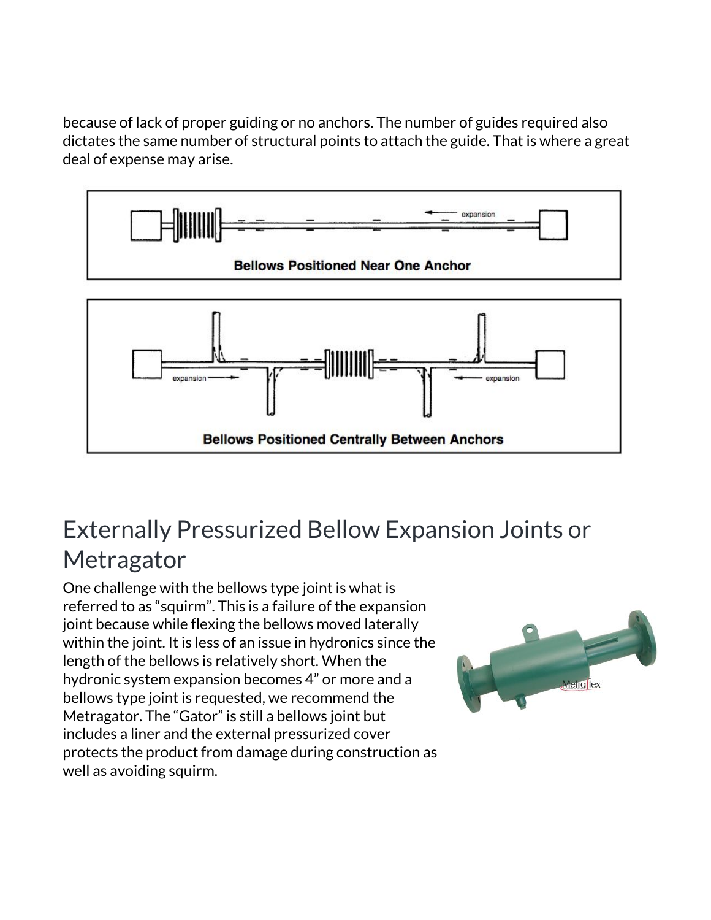because of lack of proper guiding or no anchors. The number of guides required also dictates the same number of structural points to attach the guide. That is where a great deal of expense may arise.

Bellows Positioned Near One Anchor

Bellows Positioned Centrally Between Anchors

## Externally Pressurized Bellow Expansion Joints or Metragator

One challenge with the bellows type joint is what is referred to as "squirm". This is a failure of the expansion joint because while flexing the bellows moved laterally within the joint. It is less of an issue in hydronics since the length of the bellows is relatively short. When the hydronic system expansion becomes 4" or more and a bellows type joint is requested, we recommend the Metragator. The "Gator" is still a bellows joint but includes a liner and the external pressurized cover protects the product from damage during construction as well as avoiding squirm.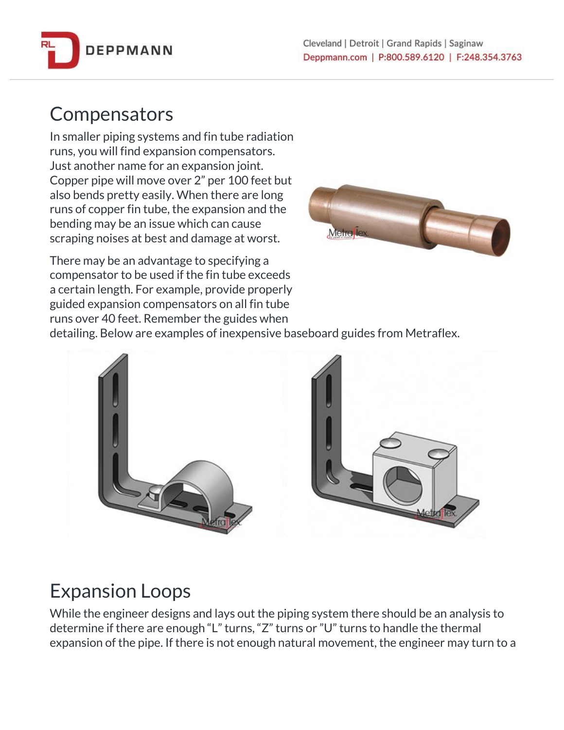## Compensators

In smaller piping systems and fin tube radiation runs, you will find expansion compensators. Just another name for an expansion joint. Copper pipe will move over 2" per 100 feet but also bends pretty easily. When there are long runs of copper fin tube, the expansion and the bending may be an issue which can cause scraping noises at best and damage at worst.

There may be an advantage to specifying a compensator to be used if the fin tube exceeds a certain length. For example, provide properly guided expansion compensators on all fin tube runs over 40 feet. Remember the guides when detailing. Below are examples of inexpensive baseboard guides from Metraflex.

## Expansion Loops

While the engineer designs and lays out the piping system there should be an analysis to determine if there are enough "L" turns, "Z" turns or "U" turns to handle the thermal expansion of the pipe. If there is not enough natural movement, the engineer may turn to a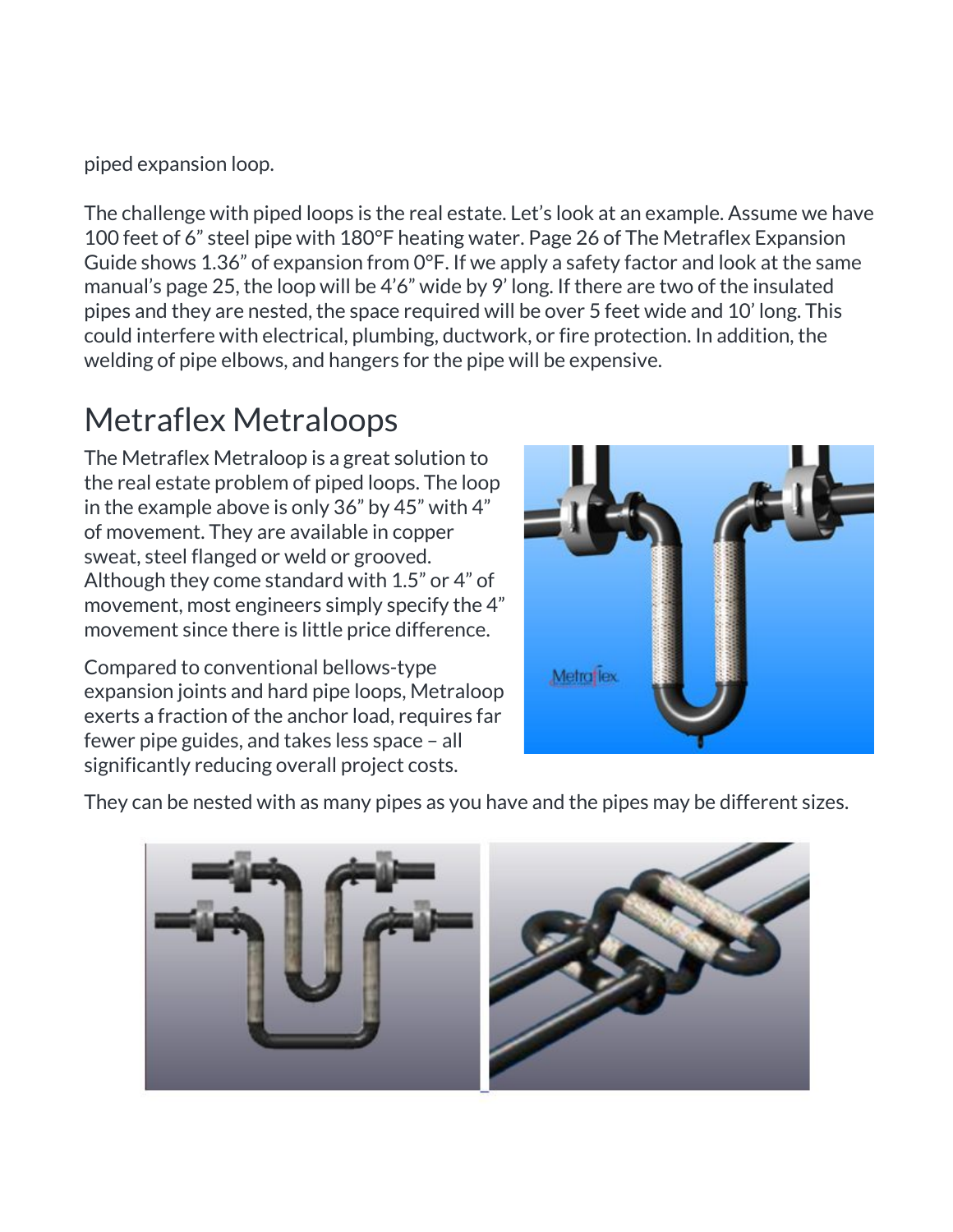piped expansion loop.

The challenge with piped loops is the real estate. Let's look at an example. Assume we have 100 feet of 6" steel pipe with 180°F heating water. Page 26 of The Metraflex Expansion Guide shows 1.36" of expansion from 0°F. If we apply a safety factor and look at the same manual's page 25, the loop will be 4'6" wide by 9' long. If there are two of the insulated pipes and they are nested, the space required will be over 5 feet wide and 10' long. This could interfere with electrical, plumbing, ductwork, or fire protection. In addition, the welding of pipe elbows, and hangers for the pipe will be expensive.

## Metraflex Metraloops

The Metraflex Metraloop is a great solution to the real estate problem of piped loops. The loop in the example above is only 36" by 45" with 4" of movement. They are available in copper sweat, steel flanged or weld or grooved. Although they come standard with 1.5" or 4" of movement, most engineers simply specify the 4" movement since there is little price difference.

Compared to conventional bellows-type expansion joints and hard pipe loops, Metraloop exerts a fraction of the anchor load, requires far fewer pipe guides, and takes less space – all significantly reducing overall project costs.

They can be nested with as many pipes as you have and the pipes may be different sizes.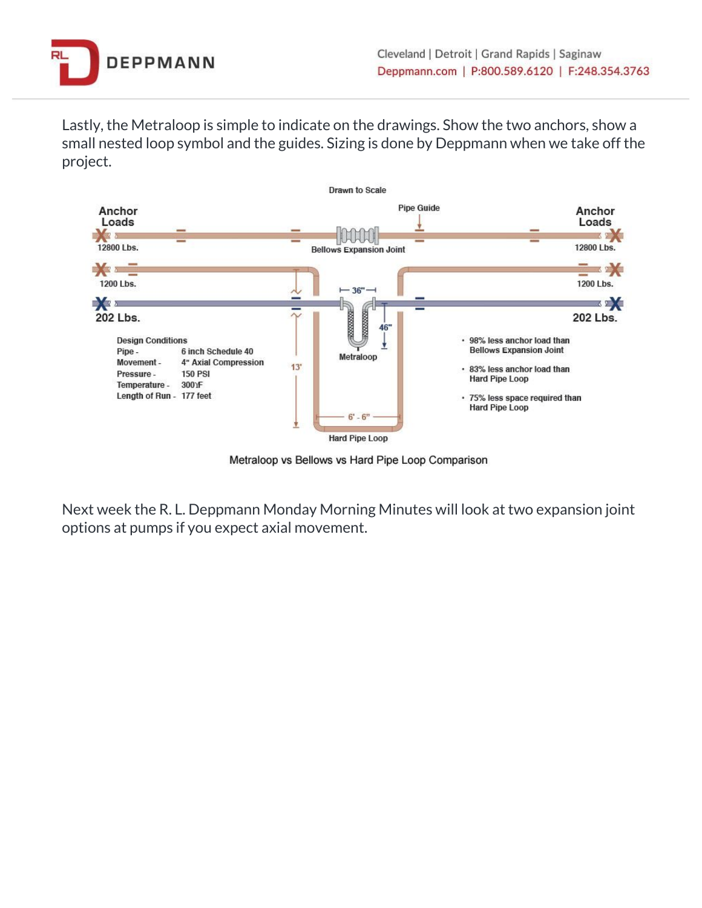Lastly, the Metraloop is simple to indicate on the drawings. Show the two anchors, show a small nested loop symbol and the guides. Sizing is done by Deppmann when we take off the project.

Drawn to Scale

Anchor Loads

Anchor Loads

Pipe Guide

12800 Lbs.

Bellows Expansion Joint

12800 Lbs.

1200 Lbs.

1200 Lbs.

36"

202 Lbs.

202 Lbs.

46"

Metraloop

13'

Design Conditions
Pipe - 6 inch Schedule 40
Movement - 4" Axial Compression
Pressure - 150 PSI
Temperature - 300°F
Length of Run - 177 feet

- 98% less anchor load than Bellows Expansion Joint
- 83% less anchor load than Hard Pipe Loop
- 75% less space required than Hard Pipe Loop

6' - 6"

Hard Pipe Loop

Metraloop vs Bellows vs Hard Pipe Loop Comparison

Next week the R. L. Deppmann Monday Morning Minutes will look at two expansion joint options at pumps if you expect axial movement.